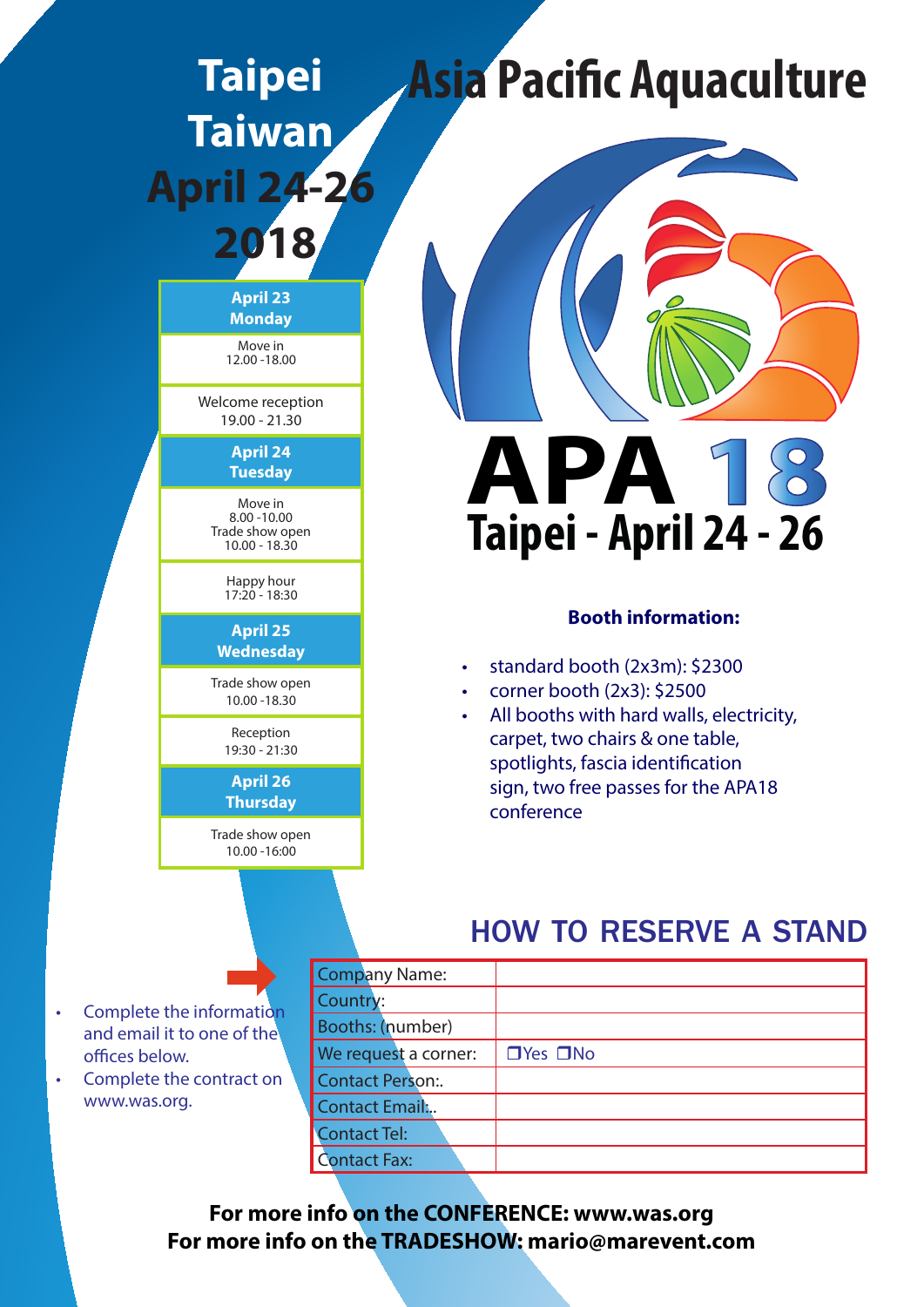# Taipei Taiwan April 24-26 2018

# Asia Pacific Aquaculture

**APA 18**

**Taipei - April 24 - 26**

| April 23 Monday |
|---|
| Move in 12.00 -18.00 |
| Welcome reception 19.00 - 21.30 |
| **April 24 Tuesday** |
| Move in 8.00 -10.00 Trade show open 10.00 - 18.30 |
| Happy hour 17:20 - 18:30 |
| **April 25 Wednesday** |
| Trade show open 10.00 -18.30 |
| Reception 19:30 - 21:30 |
| **April 26 Thursday** |
| Trade show open 10.00 -16:00 |

**Booth information:**

- standard booth (2x3m): $2300
- corner booth (2x3): $2500
- All booths with hard walls, electricity, carpet, two chairs & one table, spotlights, fascia identification sign, two free passes for the APA18 conference

## HOW TO RESERVE A STAND

- Complete the information and email it to one of the offices below.
- Complete the contract on www.was.org.

| Company Name: | |
|---|---|
| Country: | |
| Booths: (number) | |
| We request a corner: | ❒Yes ❒No |
| Contact Person:. | |
| Contact Email:. | |
| Contact Tel: | |
| Contact Fax: | |

**For more info on the CONFERENCE: www.was.org**
**For more info on the TRADESHOW: mario@marevent.com**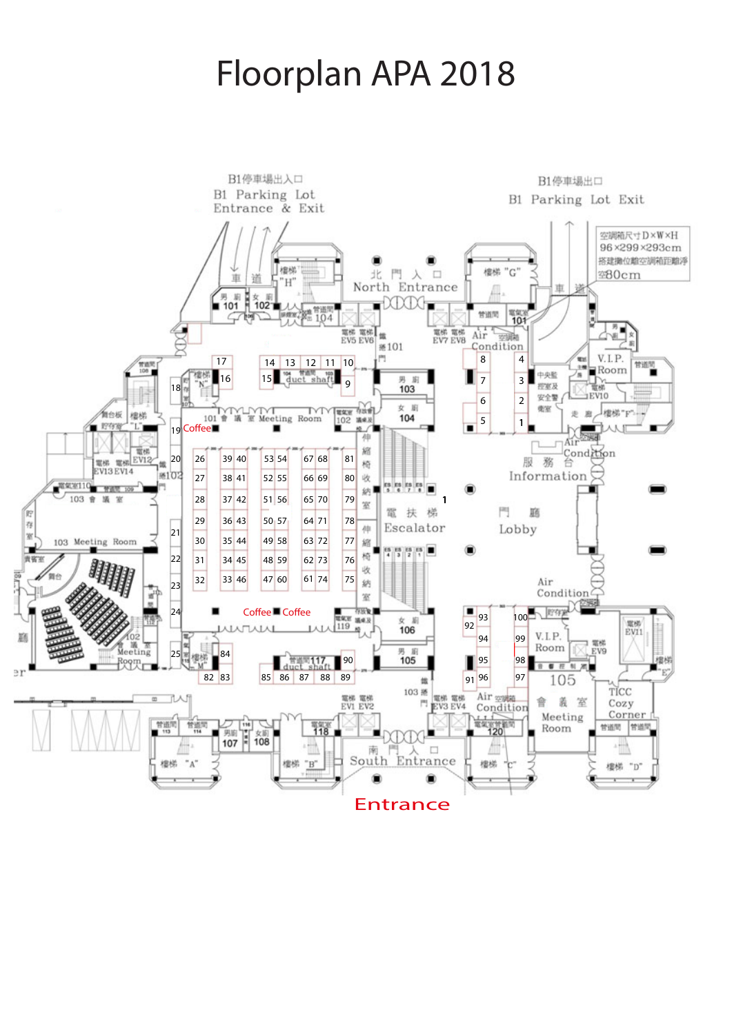# Floorplan APA 2018

B1停車場出入口
B1 Parking Lot Entrance & Exit

B1停車場出口
B1 Parking Lot Exit

空調箱尺寸D×W×H
96×299×293cm
搭建攤位離空調箱距離淨空80cm

北門入口
North Entrance

South Entrance
南門入口

Entrance

Information
服務台

Lobby
門廳

電扶梯
Escalator

101 會議室 Meeting Room

102 會議室 Meeting Room

103 會議室 103 Meeting Room

105 會議室 Meeting Room

V.I.P. Room

TICC Cozy Corner

Air Condition

Coffee

Coffee Coffee

1–100